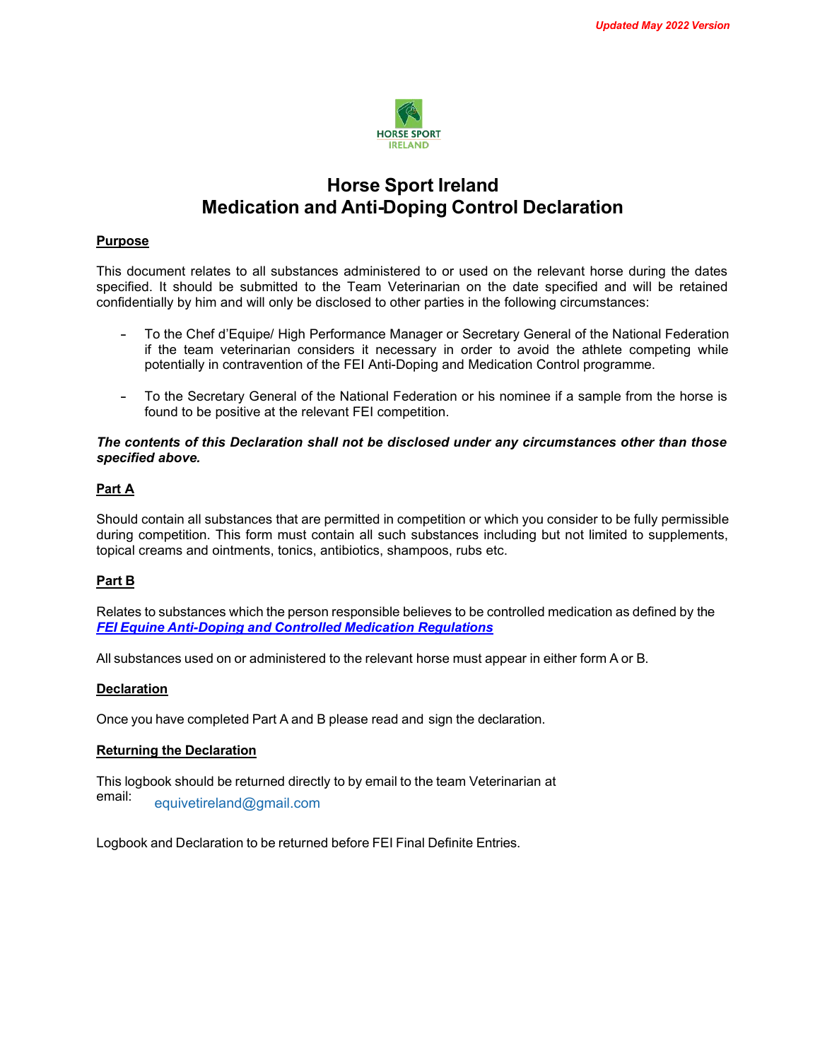*Updated May 2022 Version*

HORSE SPORT IRELAND

# Horse Sport Ireland
# Medication and Anti-Doping Control Declaration

**Purpose**

This document relates to all substances administered to or used on the relevant horse during the dates specified. It should be submitted to the Team Veterinarian on the date specified and will be retained confidentially by him and will only be disclosed to other parties in the following circumstances:

- To the Chef d'Equipe/ High Performance Manager or Secretary General of the National Federation if the team veterinarian considers it necessary in order to avoid the athlete competing while potentially in contravention of the FEI Anti-Doping and Medication Control programme.

- To the Secretary General of the National Federation or his nominee if a sample from the horse is found to be positive at the relevant FEI competition.

***The contents of this Declaration shall not be disclosed under any circumstances other than those specified above.***

**Part A**

Should contain all substances that are permitted in competition or which you consider to be fully permissible during competition. This form must contain all such substances including but not limited to supplements, topical creams and ointments, tonics, antibiotics, shampoos, rubs etc.

**Part B**

Relates to substances which the person responsible believes to be controlled medication as defined by the ***FEI Equine Anti-Doping and Controlled Medication Regulations***

All substances used on or administered to the relevant horse must appear in either form A or B.

**Declaration**

Once you have completed Part A and B please read and sign the declaration.

**Returning the Declaration**

This logbook should be returned directly to by email to the team Veterinarian at email: equivetireland@gmail.com

Logbook and Declaration to be returned before FEI Final Definite Entries.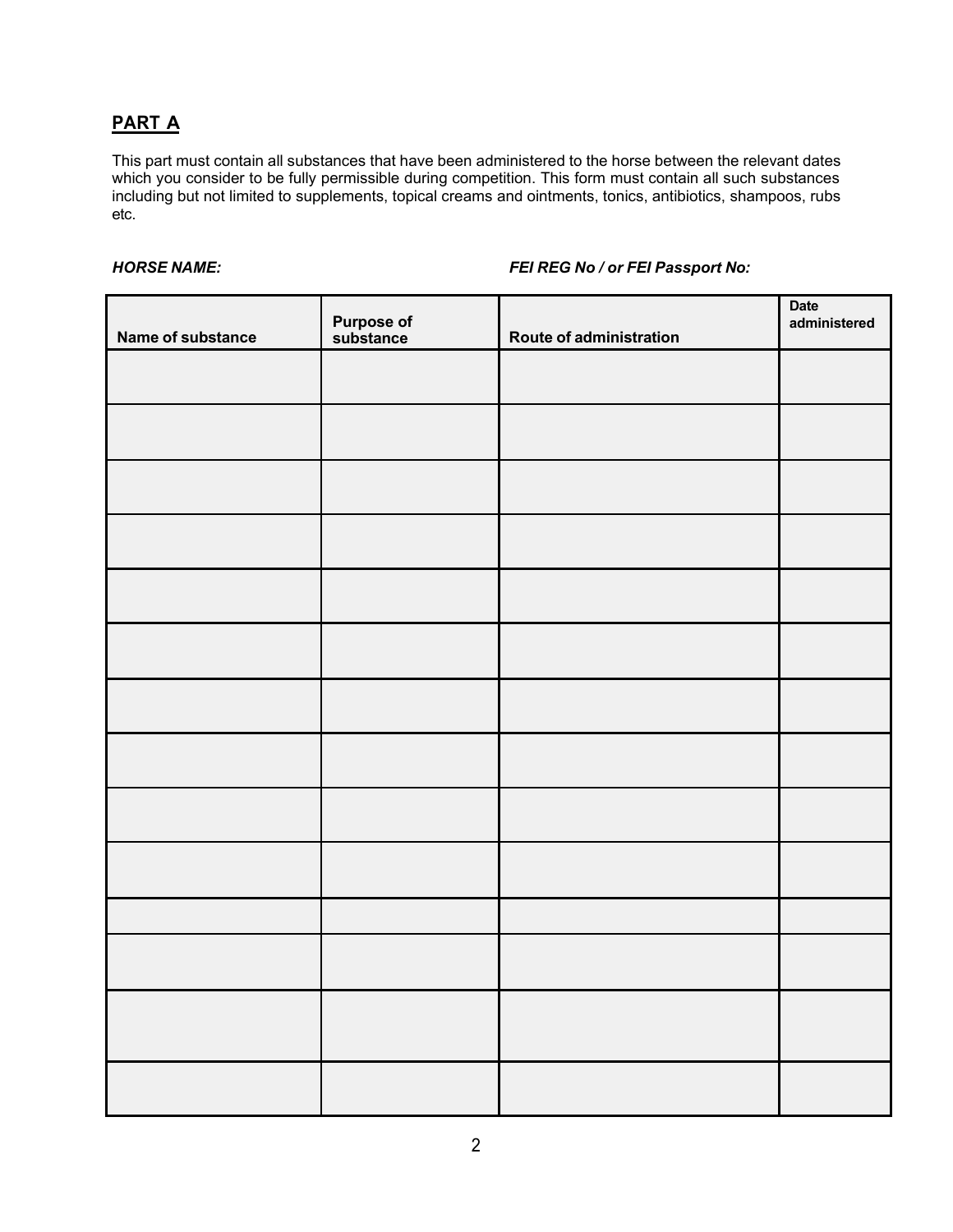## PART A

This part must contain all substances that have been administered to the horse between the relevant dates which you consider to be fully permissible during competition. This form must contain all such substances including but not limited to supplements, topical creams and ointments, tonics, antibiotics, shampoos, rubs etc.

***HORSE NAME:*** ***FEI REG No / or FEI Passport No:***

| Name of substance | Purpose of substance | Route of administration | Date administered |
|---|---|---|---|
| | | | |
| | | | |
| | | | |
| | | | |
| | | | |
| | | | |
| | | | |
| | | | |
| | | | |
| | | | |
| | | | |
| | | | |
| | | | |
| | | | |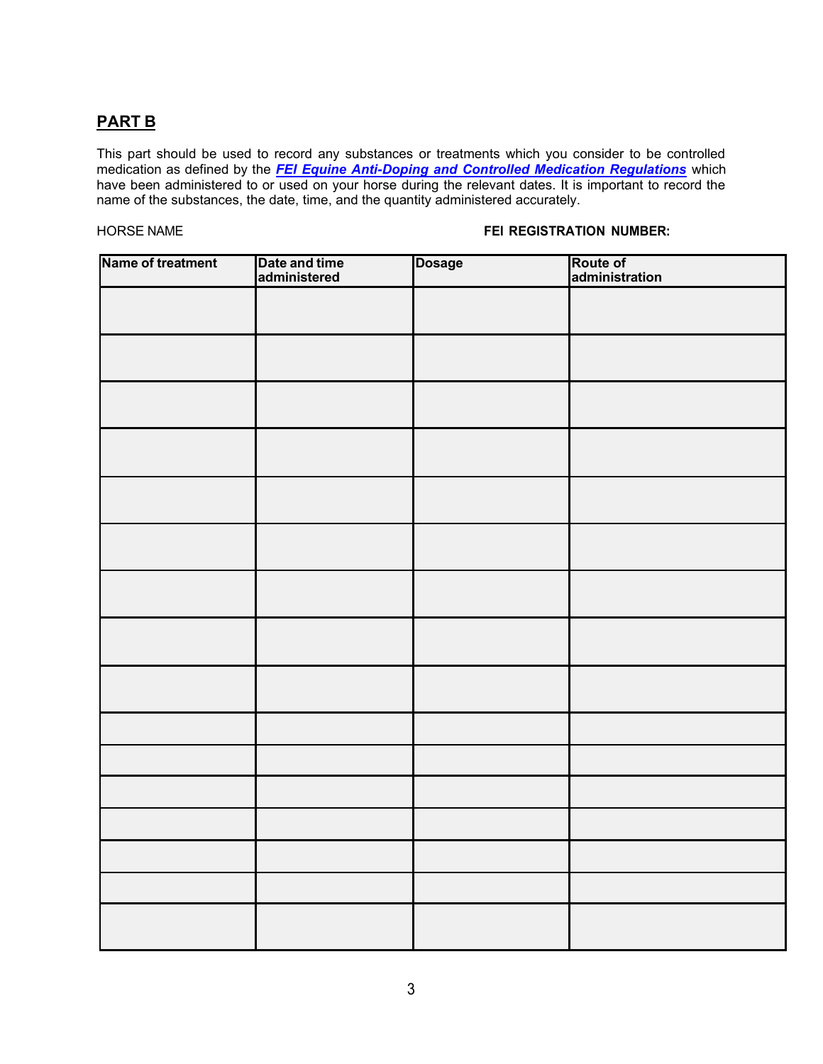## PART B

This part should be used to record any substances or treatments which you consider to be controlled medication as defined by the ***FEI Equine Anti-Doping and Controlled Medication Regulations*** which have been administered to or used on your horse during the relevant dates. It is important to record the name of the substances, the date, time, and the quantity administered accurately.

HORSE NAME **FEI REGISTRATION NUMBER:**

| Name of treatment | Date and time administered | Dosage | Route of administration |
|---|---|---|---|
| | | | |
| | | | |
| | | | |
| | | | |
| | | | |
| | | | |
| | | | |
| | | | |
| | | | |
| | | | |
| | | | |
| | | | |
| | | | |
| | | | |
| | | | |
| | | | |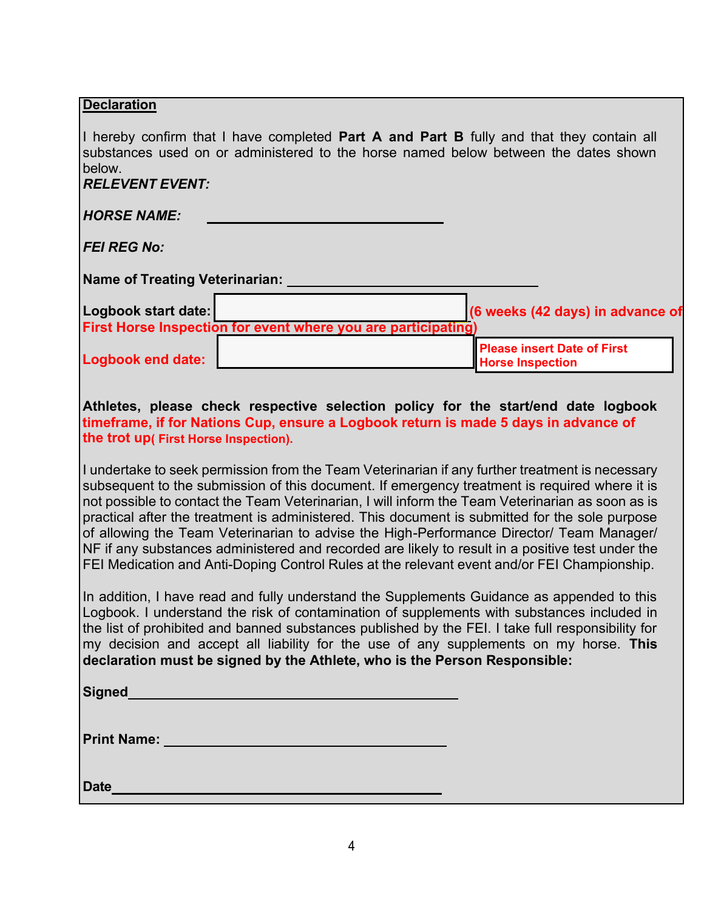**Declaration**

I hereby confirm that I have completed **Part A and Part B** fully and that they contain all substances used on or administered to the horse named below between the dates shown below.

***RELEVENT EVENT:***

***HORSE NAME:*** ______________________________

***FEI REG No:***

**Name of Treating Veterinarian:** ______________________________

**Logbook start date:** ____________________ **(6 weeks (42 days) in advance of First Horse Inspection for event where you are participating)**

**Logbook end date:** ____________________ **Please insert Date of First Horse Inspection**

**Athletes, please check respective selection policy for the start/end date logbook timeframe, if for Nations Cup, ensure a Logbook return is made 5 days in advance of the trot up( First Horse Inspection).**

I undertake to seek permission from the Team Veterinarian if any further treatment is necessary subsequent to the submission of this document. If emergency treatment is required where it is not possible to contact the Team Veterinarian, I will inform the Team Veterinarian as soon as is practical after the treatment is administered. This document is submitted for the sole purpose of allowing the Team Veterinarian to advise the High-Performance Director/ Team Manager/ NF if any substances administered and recorded are likely to result in a positive test under the FEI Medication and Anti-Doping Control Rules at the relevant event and/or FEI Championship.

In addition, I have read and fully understand the Supplements Guidance as appended to this Logbook. I understand the risk of contamination of supplements with substances included in the list of prohibited and banned substances published by the FEI. I take full responsibility for my decision and accept all liability for the use of any supplements on my horse. **This declaration must be signed by the Athlete, who is the Person Responsible:**

**Signed** ______________________________

**Print Name:** ______________________________

**Date** ______________________________